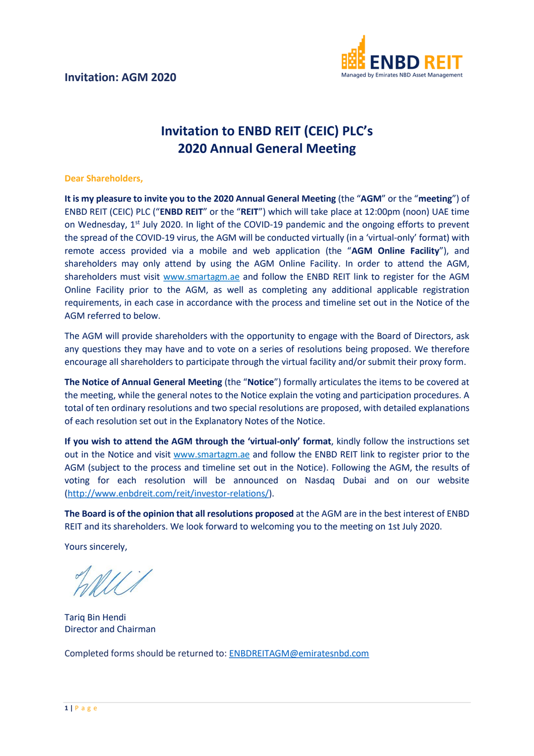**Invitation: AGM 2020**

ENBD REIT
Managed by Emirates NBD Asset Management

# Invitation to ENBD REIT (CEIC) PLC's 2020 Annual General Meeting

**Dear Shareholders,**

**It is my pleasure to invite you to the 2020 Annual General Meeting** (the "**AGM**" or the "**meeting**") of ENBD REIT (CEIC) PLC ("**ENBD REIT**" or the "**REIT**") which will take place at 12:00pm (noon) UAE time on Wednesday, 1st July 2020. In light of the COVID-19 pandemic and the ongoing efforts to prevent the spread of the COVID-19 virus, the AGM will be conducted virtually (in a 'virtual-only' format) with remote access provided via a mobile and web application (the "**AGM Online Facility**"), and shareholders may only attend by using the AGM Online Facility. In order to attend the AGM, shareholders must visit www.smartagm.ae and follow the ENBD REIT link to register for the AGM Online Facility prior to the AGM, as well as completing any additional applicable registration requirements, in each case in accordance with the process and timeline set out in the Notice of the AGM referred to below.

The AGM will provide shareholders with the opportunity to engage with the Board of Directors, ask any questions they may have and to vote on a series of resolutions being proposed. We therefore encourage all shareholders to participate through the virtual facility and/or submit their proxy form.

**The Notice of Annual General Meeting** (the "**Notice**") formally articulates the items to be covered at the meeting, while the general notes to the Notice explain the voting and participation procedures. A total of ten ordinary resolutions and two special resolutions are proposed, with detailed explanations of each resolution set out in the Explanatory Notes of the Notice.

**If you wish to attend the AGM through the 'virtual-only' format**, kindly follow the instructions set out in the Notice and visit www.smartagm.ae and follow the ENBD REIT link to register prior to the AGM (subject to the process and timeline set out in the Notice). Following the AGM, the results of voting for each resolution will be announced on Nasdaq Dubai and on our website (http://www.enbdreit.com/reit/investor-relations/).

**The Board is of the opinion that all resolutions proposed** at the AGM are in the best interest of ENBD REIT and its shareholders. We look forward to welcoming you to the meeting on 1st July 2020.

Yours sincerely,

Tariq Bin Hendi
Director and Chairman

Completed forms should be returned to: ENBDREITAGM@emiratesnbd.com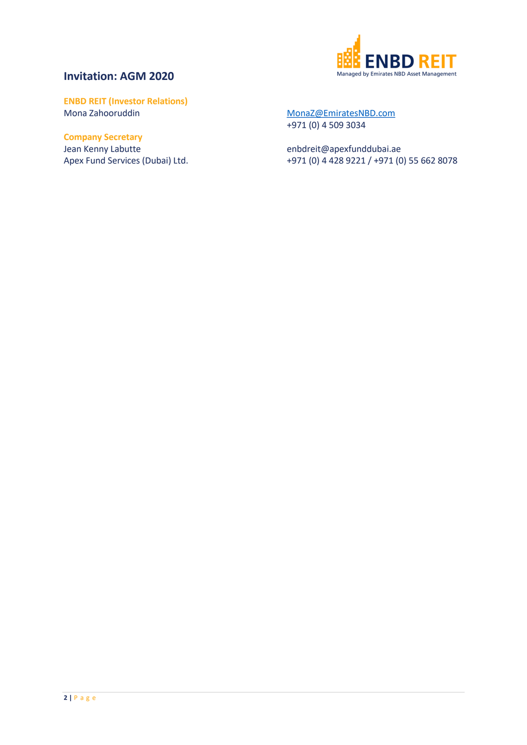## Invitation: AGM 2020

ENBD REIT
Managed by Emirates NBD Asset Management

**ENBD REIT (Investor Relations)**
Mona Zahooruddin
MonaZ@EmiratesNBD.com
+971 (0) 4 509 3034

**Company Secretary**
Jean Kenny Labutte
Apex Fund Services (Dubai) Ltd.
enbdreit@apexfunddubai.ae
+971 (0) 4 428 9221 / +971 (0) 55 662 8078